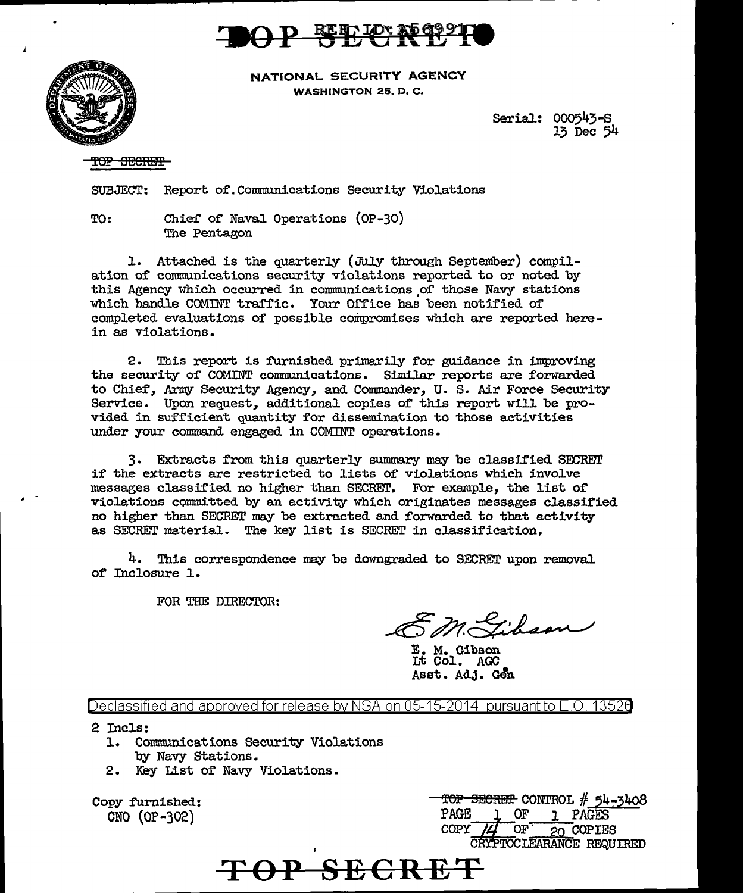TOP SECRET

NATIONAL SECURITY AGENCY
WASHINGTON 25, D. C.

Serial: 000543-S
13 Dec 54

~~TOP SECRET~~

SUBJECT: Report of Communications Security Violations

TO: Chief of Naval Operations (OP-30)
The Pentagon

1. Attached is the quarterly (July through September) compilation of communications security violations reported to or noted by this Agency which occurred in communications of those Navy stations which handle COMINT traffic. Your Office has been notified of completed evaluations of possible compromises which are reported herein as violations.

2. This report is furnished primarily for guidance in improving the security of COMINT communications. Similar reports are forwarded to Chief, Army Security Agency, and Commander, U. S. Air Force Security Service. Upon request, additional copies of this report will be provided in sufficient quantity for dissemination to those activities under your command engaged in COMINT operations.

3. Extracts from this quarterly summary may be classified SECRET if the extracts are restricted to lists of violations which involve messages classified no higher than SECRET. For example, the list of violations committed by an activity which originates messages classified no higher than SECRET may be extracted and forwarded to that activity as SECRET material. The key list is SECRET in classification,

4. This correspondence may be downgraded to SECRET upon removal of Inclosure 1.

FOR THE DIRECTOR:

E. M. Gibson
E. M. Gibson
Lt Col. AGC
Asst. Adj. Gen

Declassified and approved for release by NSA on 05-15-2014 pursuant to E.O. 13526

2 Incls:
1. Communications Security Violations by Navy Stations.
2. Key List of Navy Violations.

Copy furnished:
CNO (OP-302)

~~TOP SECRET~~ CONTROL # 54-3408
PAGE 1 OF 1 PAGES
COPY 14 OF 20 COPIES
CRYPTOCLEARANCE REQUIRED

TOP SECRET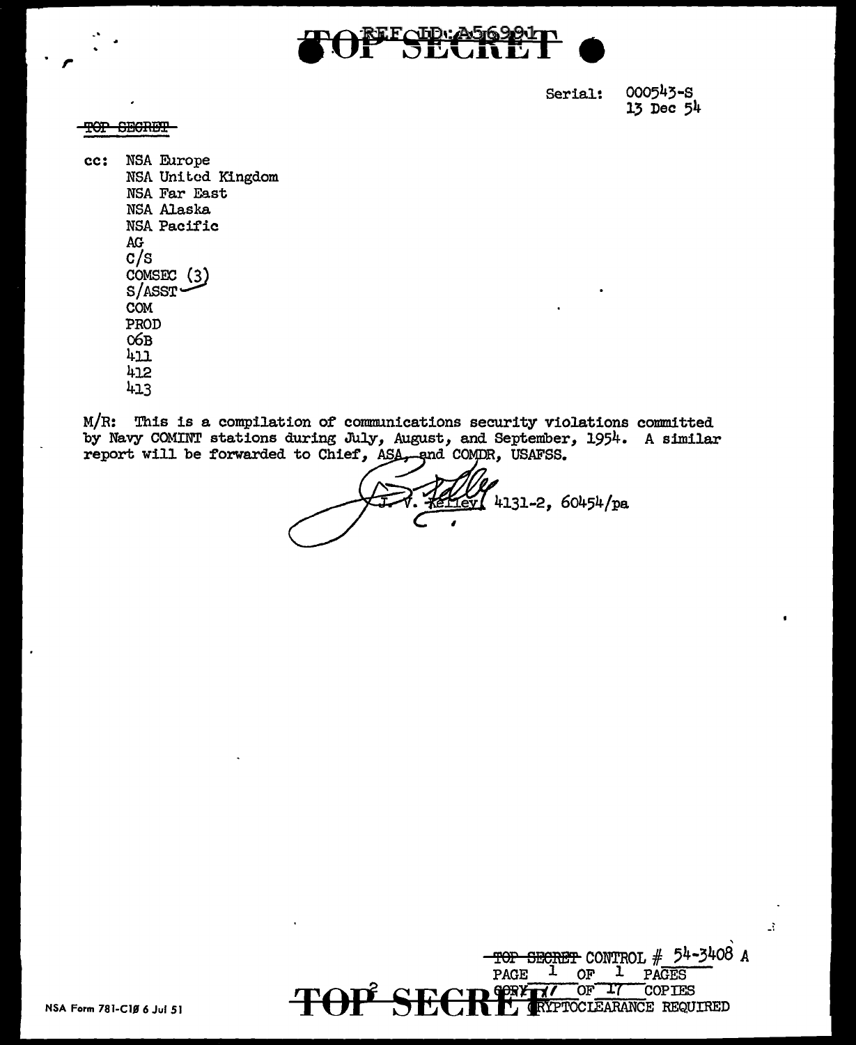TOP SECRET

Serial: 000543-S
13 Dec 54

~~TOP SECRET~~

cc: NSA Europe
NSA United Kingdom
NSA Far East
NSA Alaska
NSA Pacific
AG
C/S
COMSEC (3)
S/ASST
COM
PROD
06B
411
412
413

M/R: This is a compilation of communications security violations committed by Navy COMINT stations during July, August, and September, 1954. A similar report will be forwarded to Chief, ASA, and COMDR, USAFSS.

J. V. Kelley 4131-2, 60454/pa

~~TOP SECRET~~ CONTROL # 54-3408 A
PAGE 1 OF 1 PAGES
COPY 17 OF 17 COPIES
CRYPTOCLEARANCE REQUIRED

TOP SECRET

NSA Form 781-C10 6 Jul 51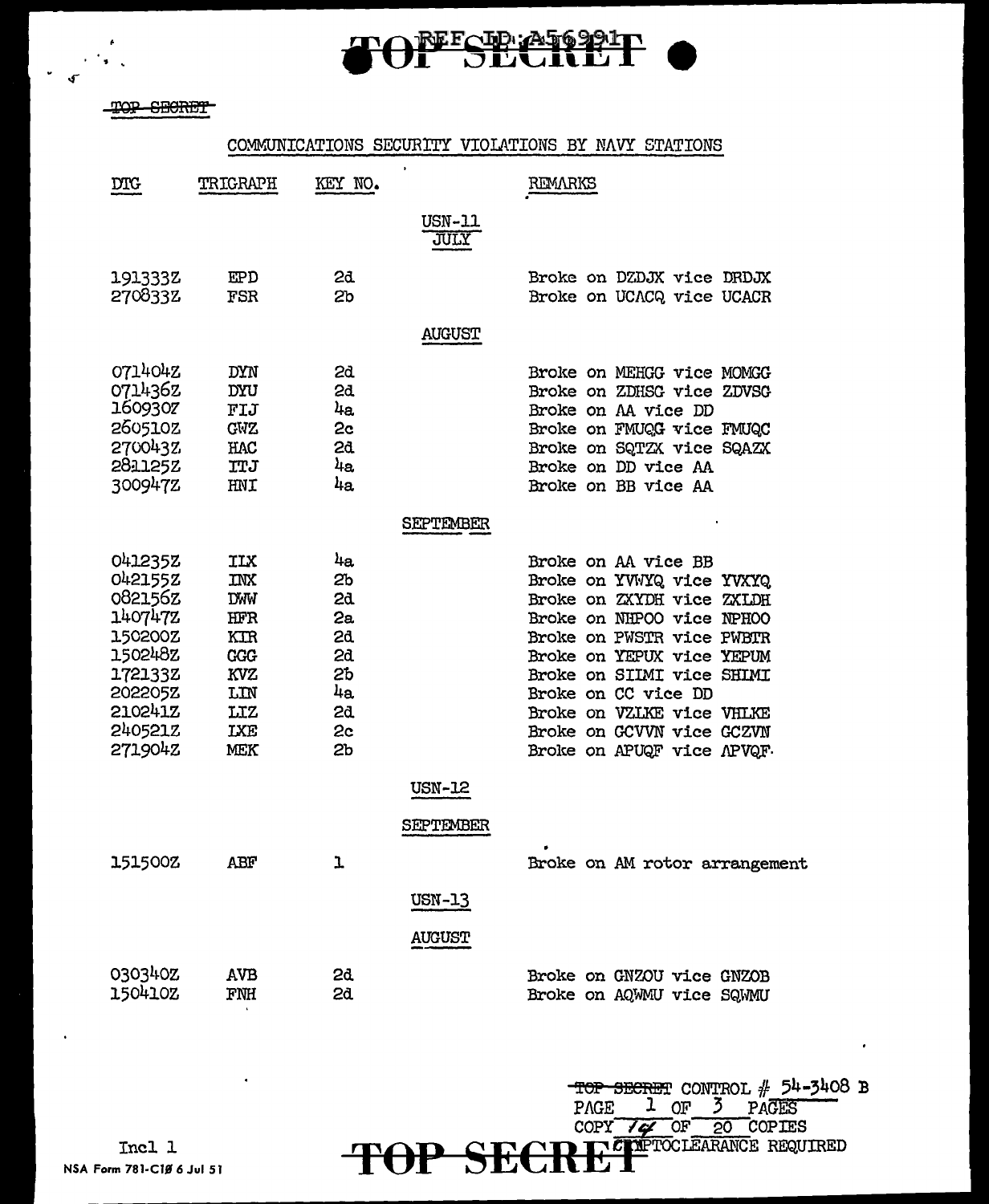TOP SECRET

## COMMUNICATIONS SECURITY VIOLATIONS BY NAVY STATIONS

| DTG | TRIGRAPH | KEY NO. | REMARKS |
|---|---|---|---|
| | | **USN-11** | |
| | | **JULY** | |
| 191333Z | EPD | 2d | Broke on DZDJX vice DRDJX |
| 270833Z | FSR | 2b | Broke on UCACQ vice UCACR |
| | | **AUGUST** | |
| 071404Z | DYN | 2d | Broke on MEHGG vice MOMGG |
| 071436Z | DYU | 2d | Broke on ZDHSG vice ZDVSG |
| 160930Z | FIJ | 4a | Broke on AA vice DD |
| 260510Z | GWZ | 2c | Broke on FMUQG vice FMUQC |
| 270043Z | HAC | 2d | Broke on SQTZX vice SQAZX |
| 281125Z | ITJ | 4a | Broke on DD vice AA |
| 300947Z | HNI | 4a | Broke on BB vice AA |
| | | **SEPTEMBER** | |
| 041235Z | IIX | 4a | Broke on AA vice BB |
| 042155Z | INX | 2b | Broke on YVWYQ vice YVXYQ |
| 082156Z | DWW | 2d | Broke on ZXYDH vice ZXLDH |
| 140747Z | HFR | 2a | Broke on NHPOO vice NPHOO |
| 150200Z | KIR | 2d | Broke on PWSTR vice PWBTR |
| 150248Z | GGG | 2d | Broke on YEPUX vice YEPUM |
| 172133Z | KVZ | 2b | Broke on SIIMI vice SHIMI |
| 202205Z | LIN | 4a | Broke on CC vice DD |
| 210241Z | LIZ | 2d | Broke on VZLKE vice VHLKE |
| 240521Z | IXE | 2c | Broke on GCVVN vice GCZVN |
| 271904Z | MEK | 2b | Broke on APUQF vice APVQF |
| | | **USN-12** | |
| | | **SEPTEMBER** | |
| 151500Z | ABF | 1 | Broke on AM rotor arrangement |
| | | **USN-13** | |
| | | **AUGUST** | |
| 030340Z | AVB | 2d | Broke on GNZOU vice GNZOB |
| 150410Z | FNH | 2d | Broke on AQWMU vice SQWMU |

TOP SECRET CONTROL # 54-3408 B
PAGE 1 OF 3 PAGES
COPY 14 OF 20 COPIES
CRYPTOCLEARANCE REQUIRED

Incl 1

NSA Form 781-C10 6 Jul 51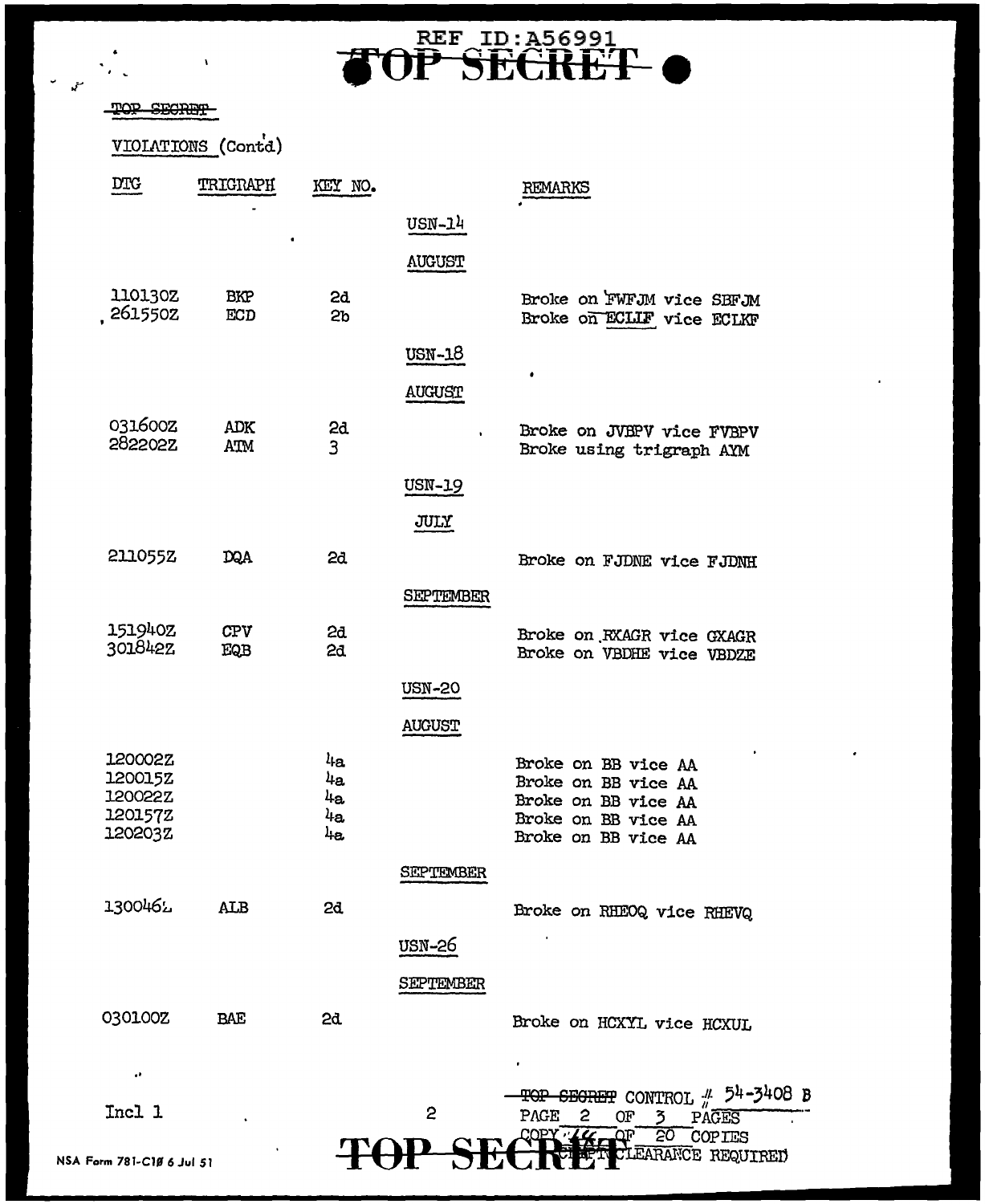REF ID:A56991

~~TOP SECRET~~

VIOLATIONS (Cont'd)

| DTG | TRIGRAPH | KEY NO. | | REMARKS |
|---|---|---|---|---|
| | | | USN-14 | |
| | | | AUGUST | |
| 110130Z | BKP | 2d | | Broke on FWFJM vice SBFJM |
| 261550Z | ECD | 2b | | Broke on ECLIF vice ECLKF |
| | | | USN-18 | |
| | | | AUGUST | |
| 031600Z | ADK | 2d | | Broke on JVBPV vice FVBPV |
| 282202Z | ATM | 3 | | Broke using trigraph AYM |
| | | | USN-19 | |
| | | | JULY | |
| 211055Z | DQA | 2d | | Broke on FJDNE vice FJDNH |
| | | | SEPTEMBER | |
| 151940Z | CPV | 2d | | Broke on RXAGR vice GXAGR |
| 301842Z | EQB | 2d | | Broke on VBDHE vice VBDZE |
| | | | USN-20 | |
| | | | AUGUST | |
| 120002Z | | 4a | | Broke on BB vice AA |
| 120015Z | | 4a | | Broke on BB vice AA |
| 120022Z | | 4a | | Broke on BB vice AA |
| 120157Z | | 4a | | Broke on BB vice AA |
| 120203Z | | 4a | | Broke on BB vice AA |
| | | | SEPTEMBER | |
| 130046L | ALB | 2d | | Broke on RHEOQ vice RHEVQ |
| | | | USN-26 | |
| | | | SEPTEMBER | |
| 030100Z | BAE | 2d | | Broke on HCXYL vice HCXUL |

Incl 1

~~TOP SECRET~~ CONTROL # 54-3408 B
PAGE 2 OF 3 PAGES
COPY 14 OF 20 COPIES
CRYPTO CLEARANCE REQUIRED

NSA Form 781-C10 6 Jul 51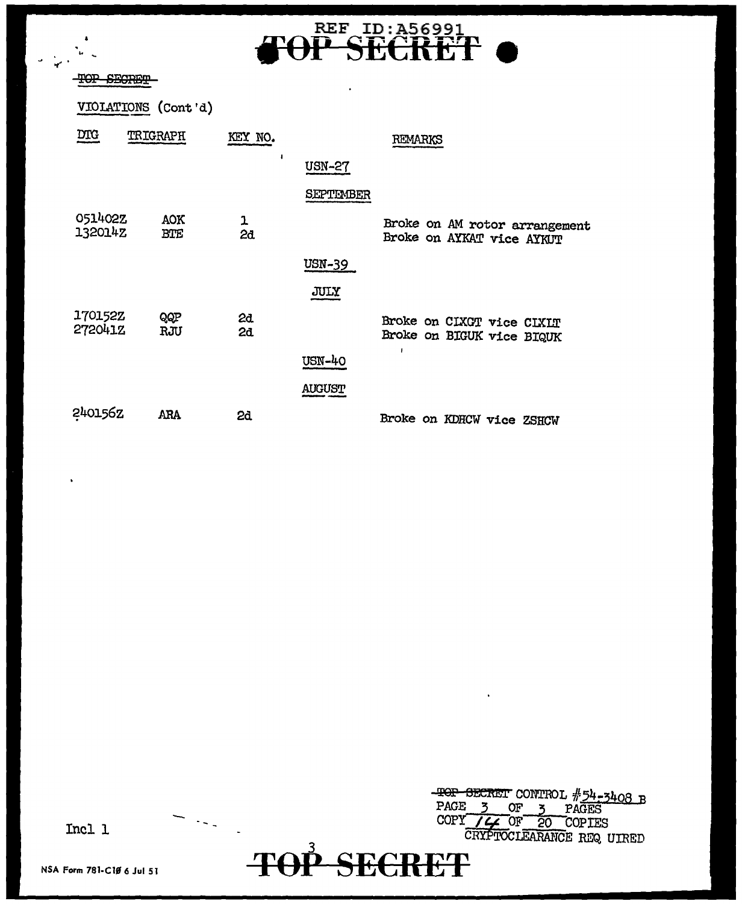REF ID:A56991

~~TOP SECRET~~

VIOLATIONS (Cont'd)

| DTG | TRIGRAPH | KEY NO. | | REMARKS |
|---|---|---|---|---|
| | | | USN-27 | |
| | | | SEPTEMBER | |
| 051402Z | AOK | 1 | | Broke on AM rotor arrangement |
| 132014Z | BTE | 2d | | Broke on AYKAT vice AYKUT |
| | | | USN-39 | |
| | | | JULY | |
| 170152Z | QQP | 2d | | Broke on CIXGT vice CIXIT |
| 272041Z | RJU | 2d | | Broke on BIGUK vice BIQUK |
| | | | USN-40 | |
| | | | AUGUST | |
| 240156Z | ARA | 2d | | Broke on KDHCW vice ZSHCW |

Incl 1

~~TOP SECRET~~ CONTROL #54-3408 B
PAGE 3 OF 3 PAGES
COPY 14 OF 20 COPIES
CRYPTOCLEARANCE REQUIRED

NSA Form 781-C10 6 Jul 51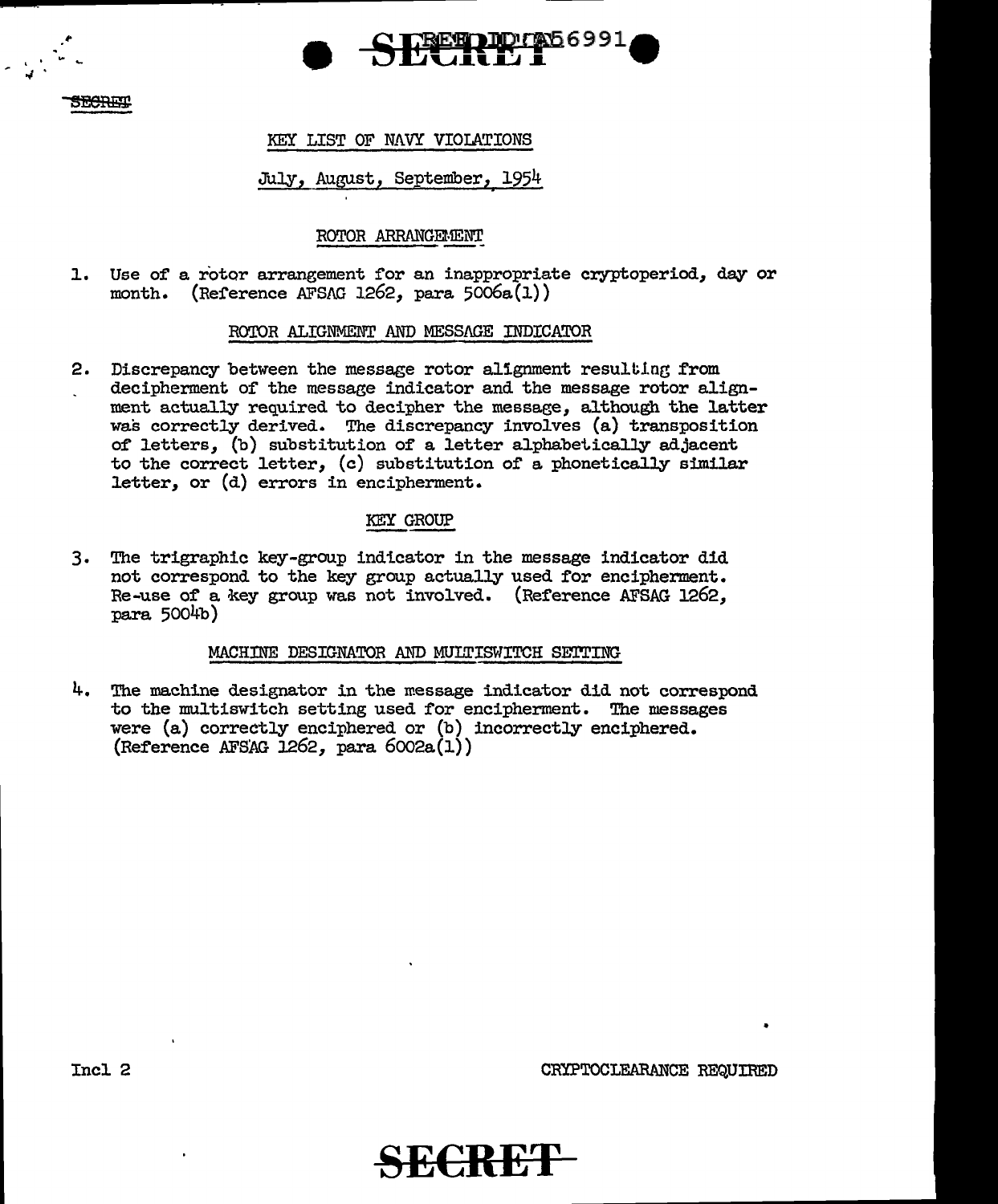SECRET

KEY LIST OF NAVY VIOLATIONS

July, August, September, 1954

ROTOR ARRANGEMENT

1. Use of a rotor arrangement for an inappropriate cryptoperiod, day or month. (Reference AFSAG 1262, para 5006a(1))

ROTOR ALIGNMENT AND MESSAGE INDICATOR

2. Discrepancy between the message rotor alignment resulting from decipherment of the message indicator and the message rotor alignment actually required to decipher the message, although the latter was correctly derived. The discrepancy involves (a) transposition of letters, (b) substitution of a letter alphabetically adjacent to the correct letter, (c) substitution of a phonetically similar letter, or (d) errors in encipherment.

KEY GROUP

3. The trigraphic key-group indicator in the message indicator did not correspond to the key group actually used for encipherment. Re-use of a key group was not involved. (Reference AFSAG 1262, para 5004b)

MACHINE DESIGNATOR AND MULTISWITCH SETTING

4. The machine designator in the message indicator did not correspond to the multiswitch setting used for encipherment. The messages were (a) correctly enciphered or (b) incorrectly enciphered. (Reference AFSAG 1262, para 6002a(1))

Incl 2

CRYPTOCLEARANCE REQUIRED

SECRET